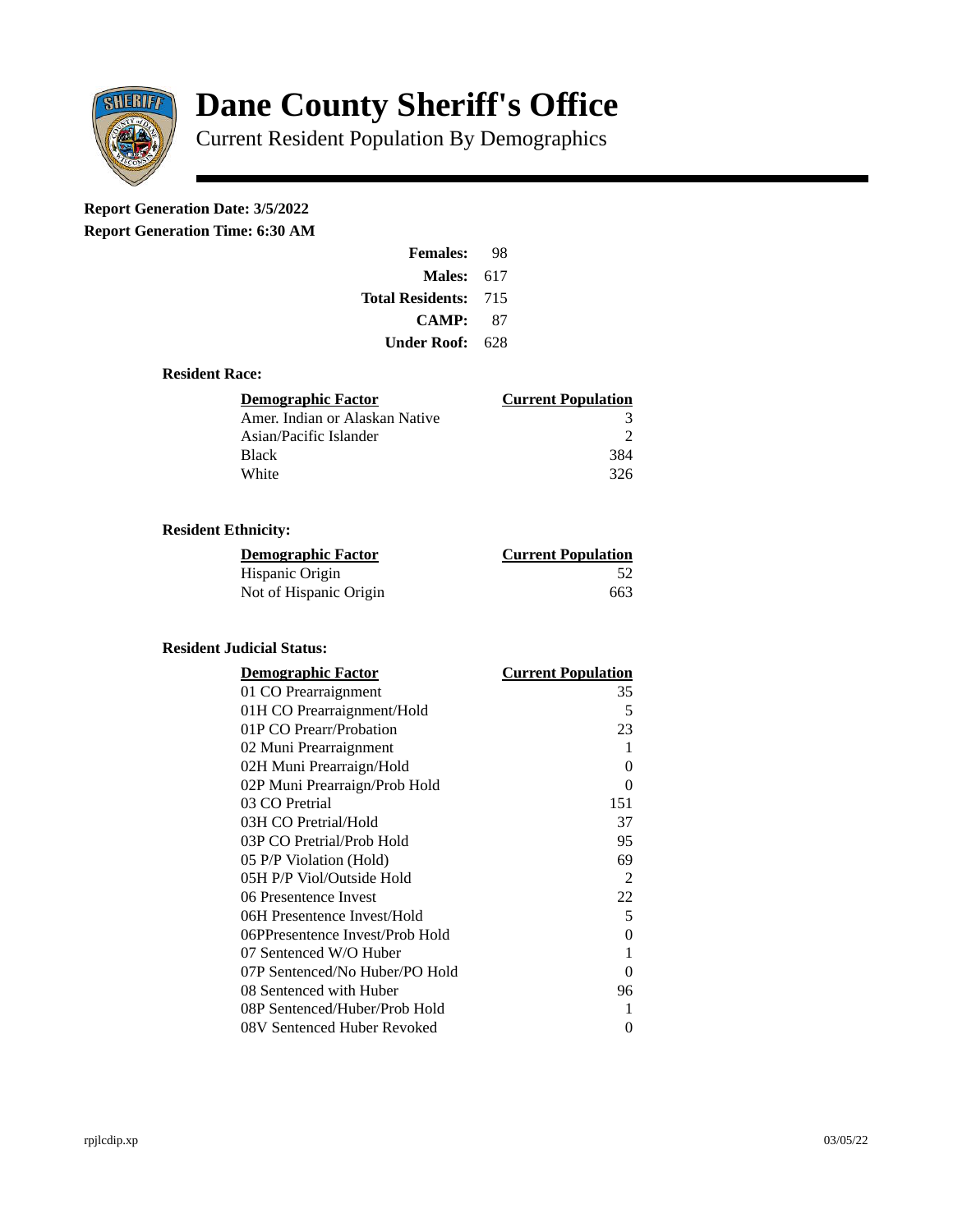# Dane County Sheriff's Office

Current Resident Population By Demographics

**Report Generation Date: 3/5/2022**

**Report Generation Time: 6:30 AM**

| | |
|---|---|
| **Females:** | 98 |
| **Males:** | 617 |
| **Total Residents:** | 715 |
| **CAMP:** | 87 |
| **Under Roof:** | 628 |

### Resident Race:

| Demographic Factor | Current Population |
|---|---|
| Amer. Indian or Alaskan Native | 3 |
| Asian/Pacific Islander | 2 |
| Black | 384 |
| White | 326 |

### Resident Ethnicity:

| Demographic Factor | Current Population |
|---|---|
| Hispanic Origin | 52 |
| Not of Hispanic Origin | 663 |

### Resident Judicial Status:

| Demographic Factor | Current Population |
|---|---|
| 01 CO Prearraignment | 35 |
| 01H CO Prearraignment/Hold | 5 |
| 01P CO Prearr/Probation | 23 |
| 02 Muni Prearraignment | 1 |
| 02H Muni Prearraign/Hold | 0 |
| 02P Muni Prearraign/Prob Hold | 0 |
| 03 CO Pretrial | 151 |
| 03H CO Pretrial/Hold | 37 |
| 03P CO Pretrial/Prob Hold | 95 |
| 05 P/P Violation (Hold) | 69 |
| 05H P/P Viol/Outside Hold | 2 |
| 06 Presentence Invest | 22 |
| 06H Presentence Invest/Hold | 5 |
| 06PPresentence Invest/Prob Hold | 0 |
| 07 Sentenced W/O Huber | 1 |
| 07P Sentenced/No Huber/PO Hold | 0 |
| 08 Sentenced with Huber | 96 |
| 08P Sentenced/Huber/Prob Hold | 1 |
| 08V Sentenced Huber Revoked | 0 |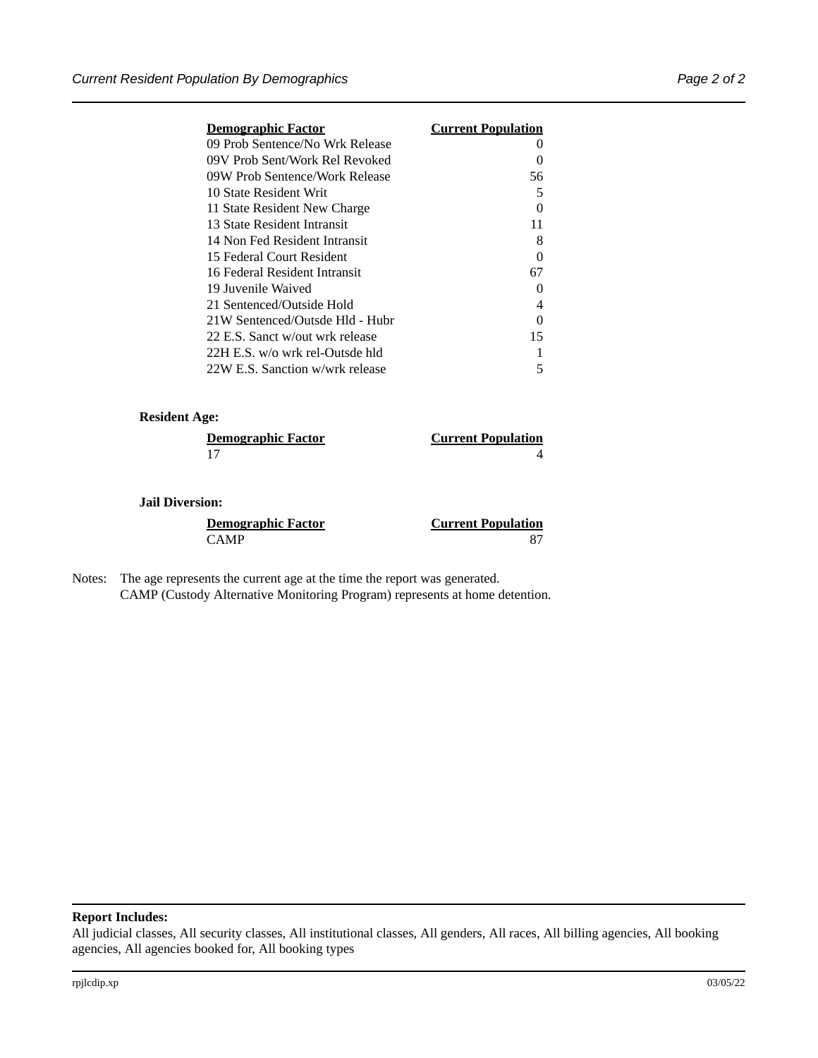| Demographic Factor | Current Population |
|---|---|
| 09 Prob Sentence/No Wrk Release | 0 |
| 09V Prob Sent/Work Rel Revoked | 0 |
| 09W Prob Sentence/Work Release | 56 |
| 10 State Resident Writ | 5 |
| 11 State Resident New Charge | 0 |
| 13 State Resident Intransit | 11 |
| 14 Non Fed Resident Intransit | 8 |
| 15 Federal Court Resident | 0 |
| 16 Federal Resident Intransit | 67 |
| 19 Juvenile Waived | 0 |
| 21 Sentenced/Outside Hold | 4 |
| 21W Sentenced/Outsde Hld - Hubr | 0 |
| 22 E.S. Sanct w/out wrk release | 15 |
| 22H E.S. w/o wrk rel-Outsde hld | 1 |
| 22W E.S. Sanction w/wrk release | 5 |

**Resident Age:**

| Demographic Factor | Current Population |
|---|---|
| 17 | 4 |

**Jail Diversion:**

| Demographic Factor | Current Population |
|---|---|
| CAMP | 87 |

Notes: The age represents the current age at the time the report was generated.
CAMP (Custody Alternative Monitoring Program) represents at home detention.

**Report Includes:**

All judicial classes, All security classes, All institutional classes, All genders, All races, All billing agencies, All booking agencies, All agencies booked for, All booking types

rpjlcdip.xp 03/05/22